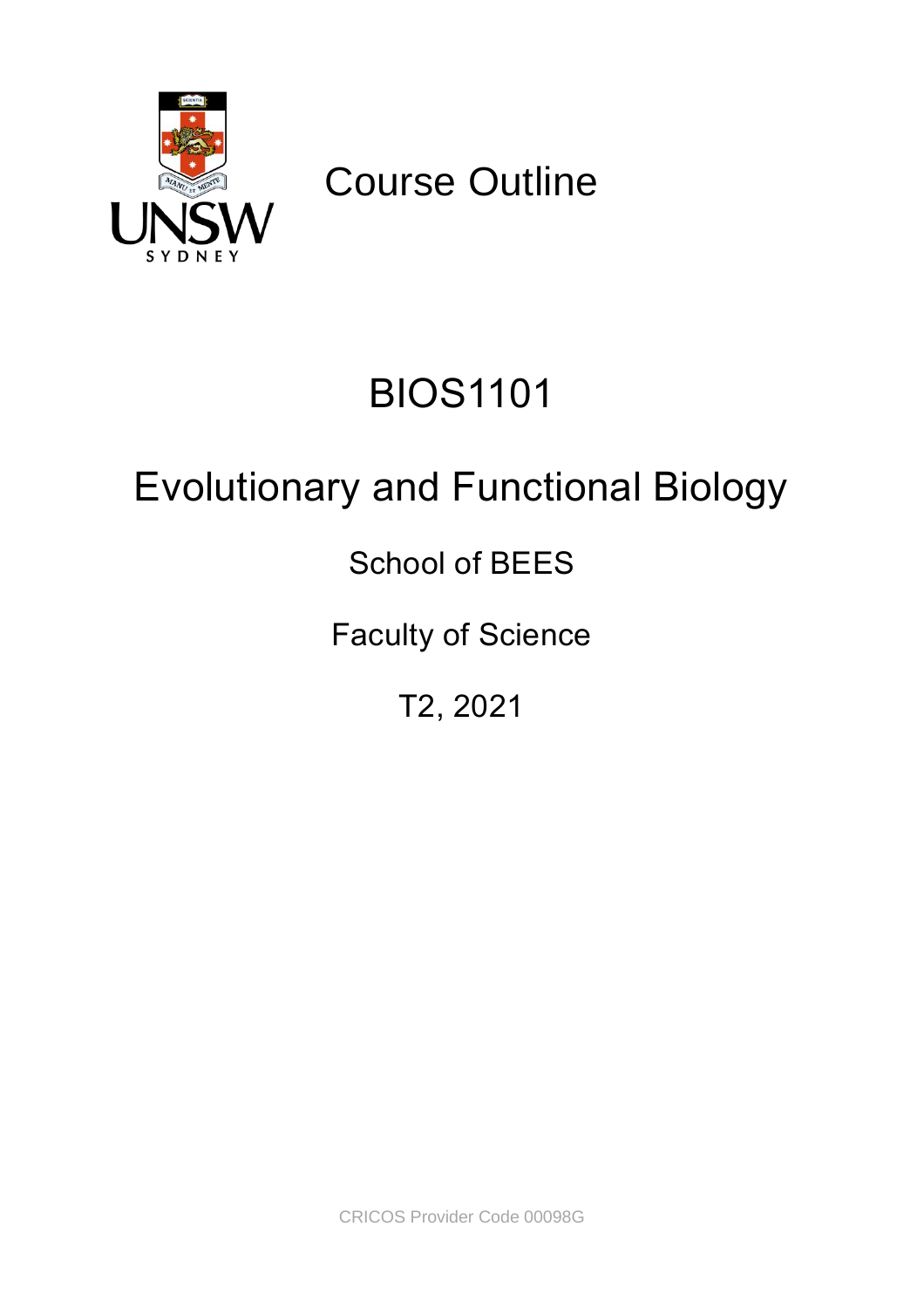# Course Outline

# BIOS1101

# Evolutionary and Functional Biology

School of BEES

Faculty of Science

T2, 2021

CRICOS Provider Code 00098G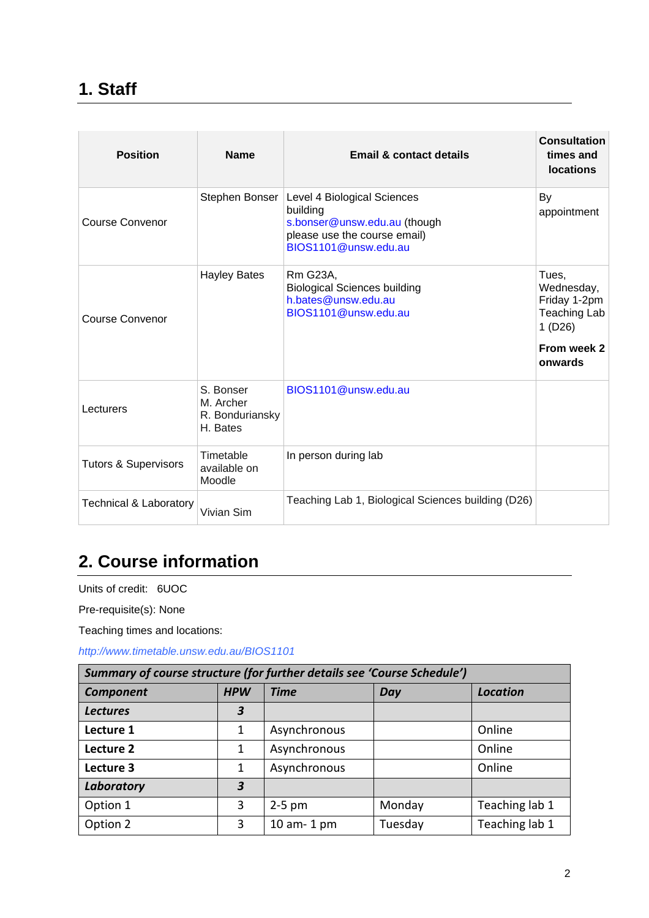## 1. Staff

| Position | Name | Email & contact details | Consultation times and locations |
|---|---|---|---|
| Course Convenor | Stephen Bonser | Level 4 Biological Sciences building s.bonser@unsw.edu.au (though please use the course email) BIOS1101@unsw.edu.au | By appointment |
| Course Convenor | Hayley Bates | Rm G23A, Biological Sciences building h.bates@unsw.edu.au BIOS1101@unsw.edu.au | Tues, Wednesday, Friday 1-2pm Teaching Lab 1 (D26) **From week 2 onwards** |
| Lecturers | S. Bonser M. Archer R. Bonduriansky H. Bates | BIOS1101@unsw.edu.au | |
| Tutors & Supervisors | Timetable available on Moodle | In person during lab | |
| Technical & Laboratory | Vivian Sim | Teaching Lab 1, Biological Sciences building (D26) | |

## 2. Course information

Units of credit: 6UOC

Pre-requisite(s): None

Teaching times and locations:

*http://www.timetable.unsw.edu.au/BIOS1101*

| ***Summary of course structure (for further details see 'Course Schedule')*** | | | | |
|---|---|---|---|---|
| ***Component*** | ***HPW*** | ***Time*** | ***Day*** | ***Location*** |
| ***Lectures*** | ***3*** | | | |
| **Lecture 1** | 1 | Asynchronous | | Online |
| **Lecture 2** | 1 | Asynchronous | | Online |
| **Lecture 3** | 1 | Asynchronous | | Online |
| ***Laboratory*** | ***3*** | | | |
| Option 1 | 3 | 2-5 pm | Monday | Teaching lab 1 |
| Option 2 | 3 | 10 am- 1 pm | Tuesday | Teaching lab 1 |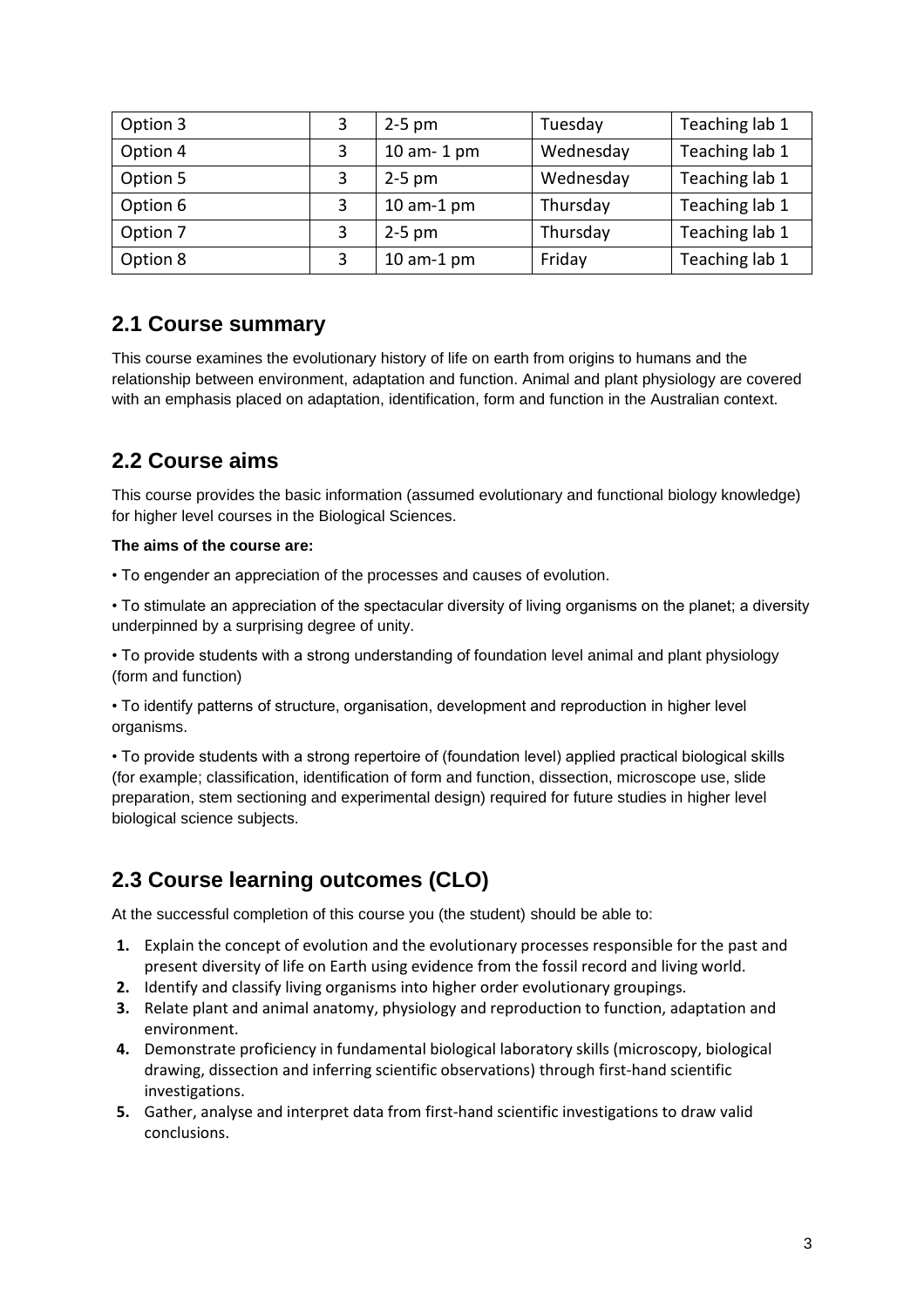| Option 3 | 3 | 2-5 pm | Tuesday | Teaching lab 1 |
|---|---|---|---|---|
| Option 4 | 3 | 10 am- 1 pm | Wednesday | Teaching lab 1 |
| Option 5 | 3 | 2-5 pm | Wednesday | Teaching lab 1 |
| Option 6 | 3 | 10 am-1 pm | Thursday | Teaching lab 1 |
| Option 7 | 3 | 2-5 pm | Thursday | Teaching lab 1 |
| Option 8 | 3 | 10 am-1 pm | Friday | Teaching lab 1 |

## 2.1 Course summary

This course examines the evolutionary history of life on earth from origins to humans and the relationship between environment, adaptation and function. Animal and plant physiology are covered with an emphasis placed on adaptation, identification, form and function in the Australian context.

## 2.2 Course aims

This course provides the basic information (assumed evolutionary and functional biology knowledge) for higher level courses in the Biological Sciences.

**The aims of the course are:**

• To engender an appreciation of the processes and causes of evolution.

• To stimulate an appreciation of the spectacular diversity of living organisms on the planet; a diversity underpinned by a surprising degree of unity.

• To provide students with a strong understanding of foundation level animal and plant physiology (form and function)

• To identify patterns of structure, organisation, development and reproduction in higher level organisms.

• To provide students with a strong repertoire of (foundation level) applied practical biological skills (for example; classification, identification of form and function, dissection, microscope use, slide preparation, stem sectioning and experimental design) required for future studies in higher level biological science subjects.

## 2.3 Course learning outcomes (CLO)

At the successful completion of this course you (the student) should be able to:

1. Explain the concept of evolution and the evolutionary processes responsible for the past and present diversity of life on Earth using evidence from the fossil record and living world.
2. Identify and classify living organisms into higher order evolutionary groupings.
3. Relate plant and animal anatomy, physiology and reproduction to function, adaptation and environment.
4. Demonstrate proficiency in fundamental biological laboratory skills (microscopy, biological drawing, dissection and inferring scientific observations) through first-hand scientific investigations.
5. Gather, analyse and interpret data from first-hand scientific investigations to draw valid conclusions.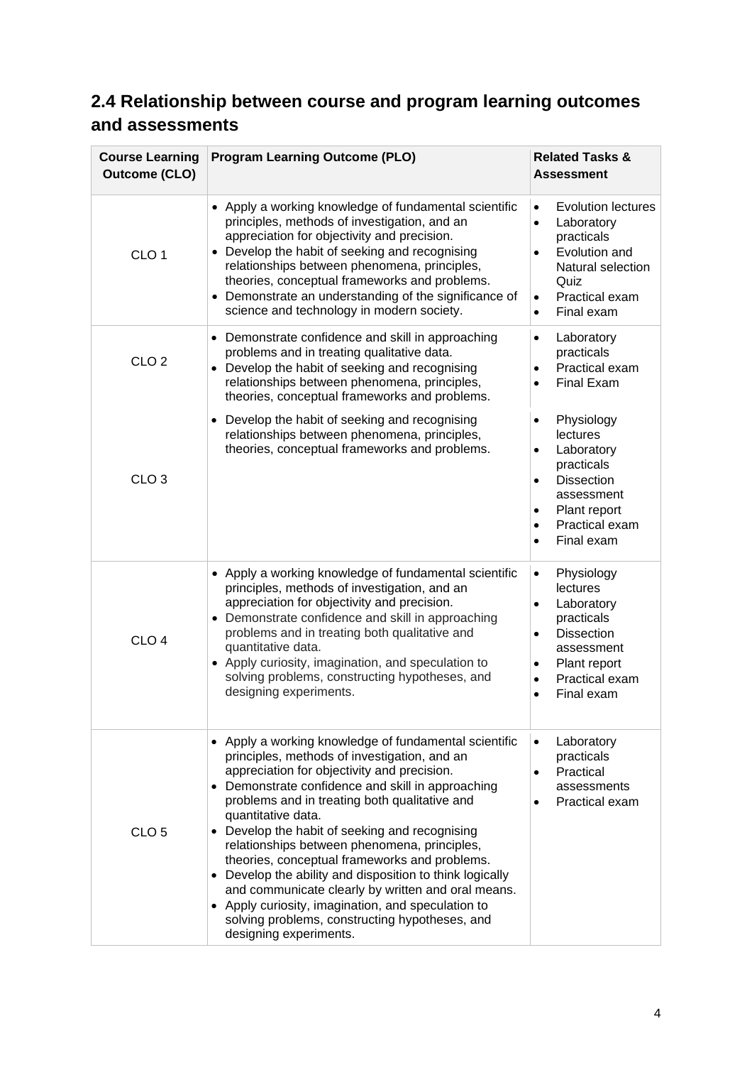## 2.4 Relationship between course and program learning outcomes and assessments

| Course Learning Outcome (CLO) | Program Learning Outcome (PLO) | Related Tasks & Assessment |
|---|---|---|
| CLO 1 | • Apply a working knowledge of fundamental scientific principles, methods of investigation, and an appreciation for objectivity and precision.<br>• Develop the habit of seeking and recognising relationships between phenomena, principles, theories, conceptual frameworks and problems.<br>• Demonstrate an understanding of the significance of science and technology in modern society. | • Evolution lectures<br>• Laboratory practicals<br>• Evolution and Natural selection Quiz<br>• Practical exam<br>• Final exam |
| CLO 2 | • Demonstrate confidence and skill in approaching problems and in treating qualitative data.<br>• Develop the habit of seeking and recognising relationships between phenomena, principles, theories, conceptual frameworks and problems. | • Laboratory practicals<br>• Practical exam<br>• Final Exam |
| CLO 3 | • Develop the habit of seeking and recognising relationships between phenomena, principles, theories, conceptual frameworks and problems. | • Physiology lectures<br>• Laboratory practicals<br>• Dissection assessment<br>• Plant report<br>• Practical exam<br>• Final exam |
| CLO 4 | • Apply a working knowledge of fundamental scientific principles, methods of investigation, and an appreciation for objectivity and precision.<br>• Demonstrate confidence and skill in approaching problems and in treating both qualitative and quantitative data.<br>• Apply curiosity, imagination, and speculation to solving problems, constructing hypotheses, and designing experiments. | • Physiology lectures<br>• Laboratory practicals<br>• Dissection assessment<br>• Plant report<br>• Practical exam<br>• Final exam |
| CLO 5 | • Apply a working knowledge of fundamental scientific principles, methods of investigation, and an appreciation for objectivity and precision.<br>• Demonstrate confidence and skill in approaching problems and in treating both qualitative and quantitative data.<br>• Develop the habit of seeking and recognising relationships between phenomena, principles, theories, conceptual frameworks and problems.<br>• Develop the ability and disposition to think logically and communicate clearly by written and oral means.<br>• Apply curiosity, imagination, and speculation to solving problems, constructing hypotheses, and designing experiments. | • Laboratory practicals<br>• Practical assessments<br>• Practical exam |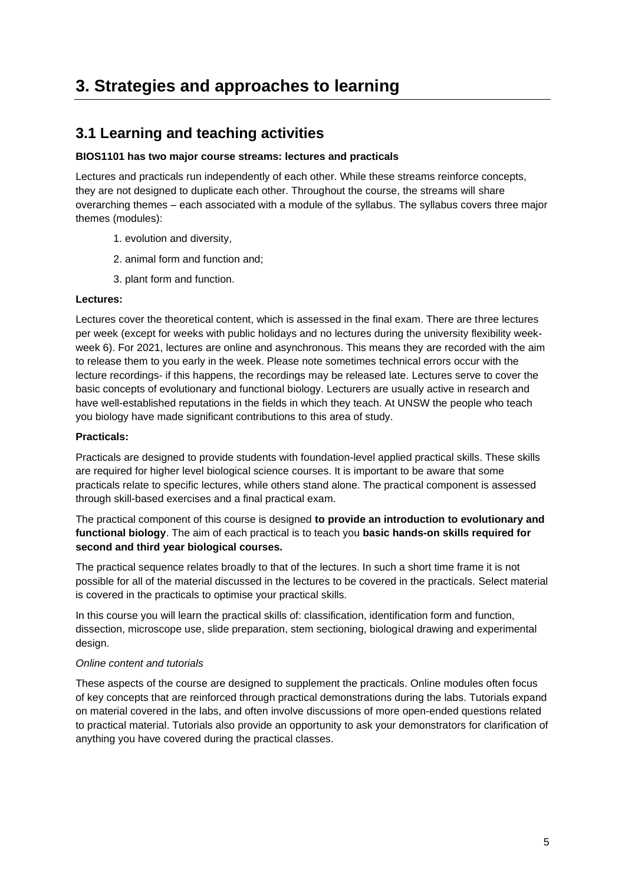# 3. Strategies and approaches to learning

## 3.1 Learning and teaching activities

**BIOS1101 has two major course streams: lectures and practicals**

Lectures and practicals run independently of each other. While these streams reinforce concepts, they are not designed to duplicate each other. Throughout the course, the streams will share overarching themes – each associated with a module of the syllabus. The syllabus covers three major themes (modules):

1. evolution and diversity,
2. animal form and function and;
3. plant form and function.

**Lectures:**

Lectures cover the theoretical content, which is assessed in the final exam. There are three lectures per week (except for weeks with public holidays and no lectures during the university flexibility week-week 6). For 2021, lectures are online and asynchronous. This means they are recorded with the aim to release them to you early in the week. Please note sometimes technical errors occur with the lecture recordings- if this happens, the recordings may be released late. Lectures serve to cover the basic concepts of evolutionary and functional biology. Lecturers are usually active in research and have well-established reputations in the fields in which they teach. At UNSW the people who teach you biology have made significant contributions to this area of study.

**Practicals:**

Practicals are designed to provide students with foundation-level applied practical skills. These skills are required for higher level biological science courses. It is important to be aware that some practicals relate to specific lectures, while others stand alone. The practical component is assessed through skill-based exercises and a final practical exam.

The practical component of this course is designed **to provide an introduction to evolutionary and functional biology**. The aim of each practical is to teach you **basic hands-on skills required for second and third year biological courses.**

The practical sequence relates broadly to that of the lectures. In such a short time frame it is not possible for all of the material discussed in the lectures to be covered in the practicals. Select material is covered in the practicals to optimise your practical skills.

In this course you will learn the practical skills of: classification, identification form and function, dissection, microscope use, slide preparation, stem sectioning, biological drawing and experimental design.

*Online content and tutorials*

These aspects of the course are designed to supplement the practicals. Online modules often focus of key concepts that are reinforced through practical demonstrations during the labs. Tutorials expand on material covered in the labs, and often involve discussions of more open-ended questions related to practical material. Tutorials also provide an opportunity to ask your demonstrators for clarification of anything you have covered during the practical classes.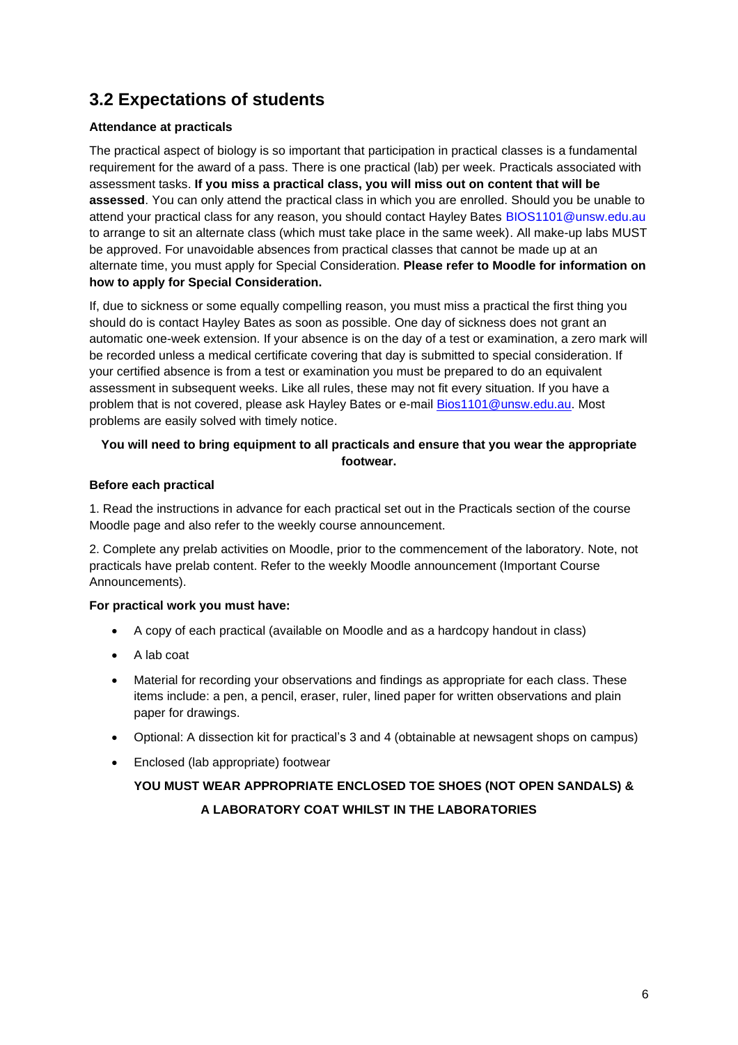## 3.2 Expectations of students

**Attendance at practicals**

The practical aspect of biology is so important that participation in practical classes is a fundamental requirement for the award of a pass. There is one practical (lab) per week. Practicals associated with assessment tasks. **If you miss a practical class, you will miss out on content that will be assessed**. You can only attend the practical class in which you are enrolled. Should you be unable to attend your practical class for any reason, you should contact Hayley Bates BIOS1101@unsw.edu.au to arrange to sit an alternate class (which must take place in the same week). All make-up labs MUST be approved. For unavoidable absences from practical classes that cannot be made up at an alternate time, you must apply for Special Consideration. **Please refer to Moodle for information on how to apply for Special Consideration.**

If, due to sickness or some equally compelling reason, you must miss a practical the first thing you should do is contact Hayley Bates as soon as possible. One day of sickness does not grant an automatic one-week extension. If your absence is on the day of a test or examination, a zero mark will be recorded unless a medical certificate covering that day is submitted to special consideration. If your certified absence is from a test or examination you must be prepared to do an equivalent assessment in subsequent weeks. Like all rules, these may not fit every situation. If you have a problem that is not covered, please ask Hayley Bates or e-mail Bios1101@unsw.edu.au. Most problems are easily solved with timely notice.

**You will need to bring equipment to all practicals and ensure that you wear the appropriate footwear.**

**Before each practical**

1. Read the instructions in advance for each practical set out in the Practicals section of the course Moodle page and also refer to the weekly course announcement.

2. Complete any prelab activities on Moodle, prior to the commencement of the laboratory. Note, not practicals have prelab content. Refer to the weekly Moodle announcement (Important Course Announcements).

**For practical work you must have:**

- A copy of each practical (available on Moodle and as a hardcopy handout in class)
- A lab coat
- Material for recording your observations and findings as appropriate for each class. These items include: a pen, a pencil, eraser, ruler, lined paper for written observations and plain paper for drawings.
- Optional: A dissection kit for practical's 3 and 4 (obtainable at newsagent shops on campus)
- Enclosed (lab appropriate) footwear

**YOU MUST WEAR APPROPRIATE ENCLOSED TOE SHOES (NOT OPEN SANDALS) & A LABORATORY COAT WHILST IN THE LABORATORIES**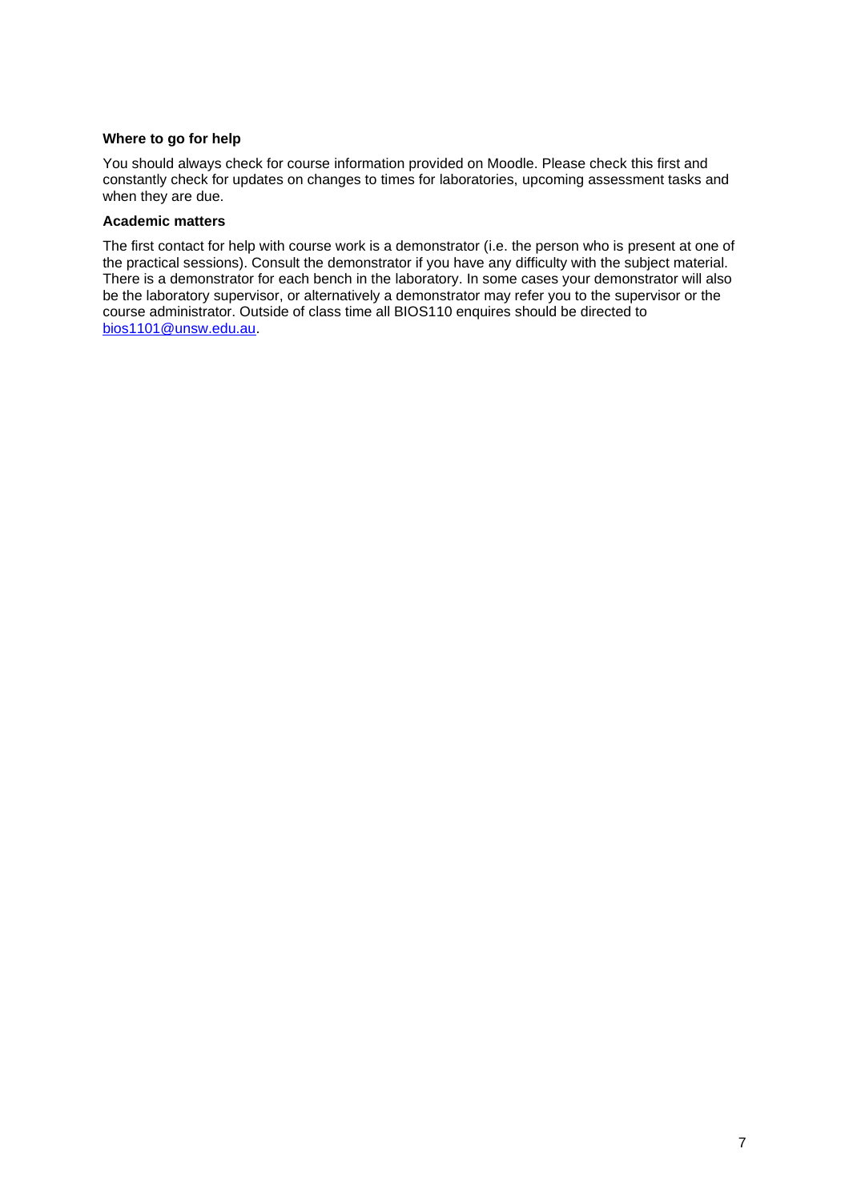**Where to go for help**

You should always check for course information provided on Moodle. Please check this first and constantly check for updates on changes to times for laboratories, upcoming assessment tasks and when they are due.

**Academic matters**

The first contact for help with course work is a demonstrator (i.e. the person who is present at one of the practical sessions). Consult the demonstrator if you have any difficulty with the subject material. There is a demonstrator for each bench in the laboratory. In some cases your demonstrator will also be the laboratory supervisor, or alternatively a demonstrator may refer you to the supervisor or the course administrator. Outside of class time all BIOS110 enquires should be directed to bios1101@unsw.edu.au.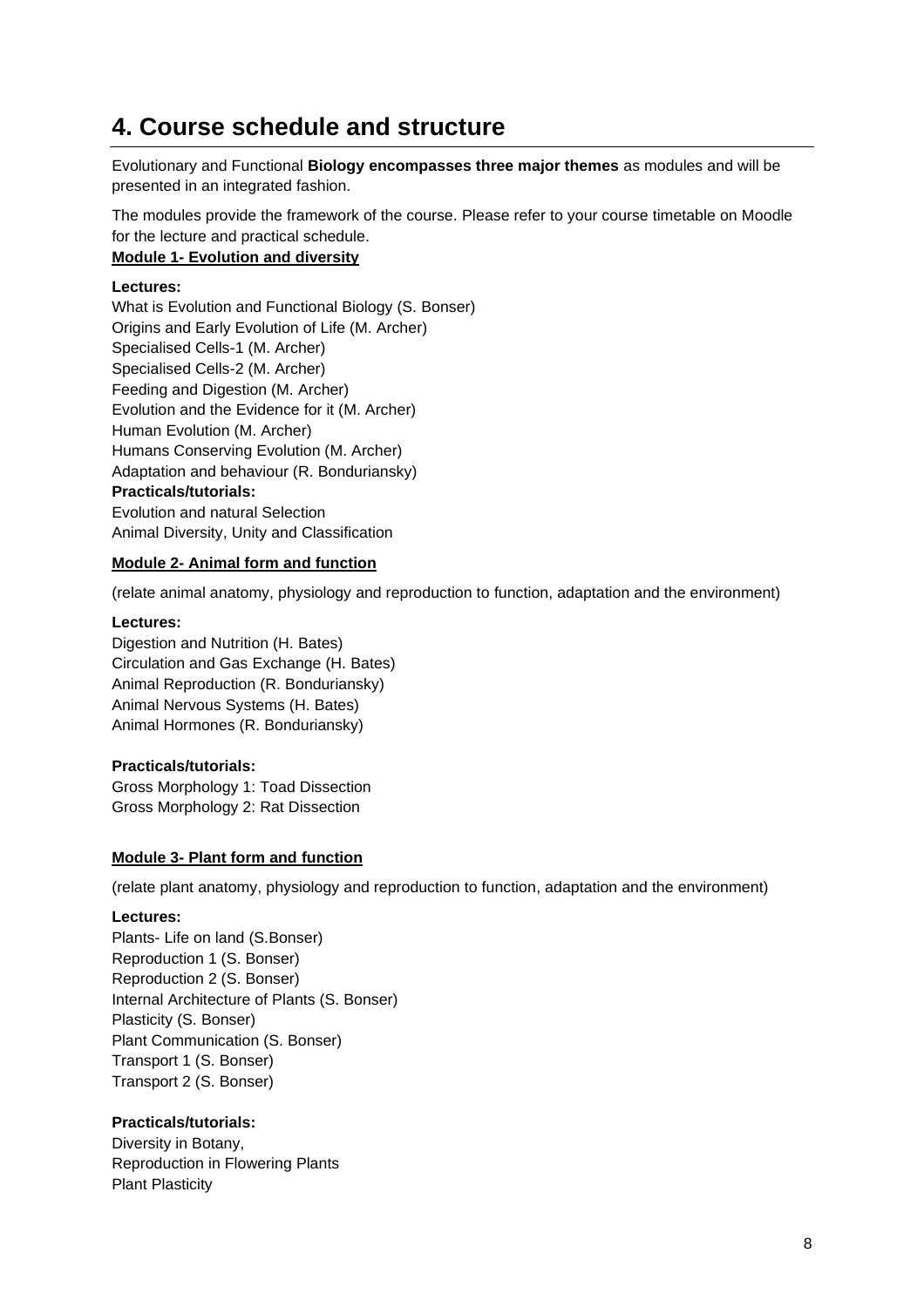## 4. Course schedule and structure

Evolutionary and Functional **Biology encompasses three major themes** as modules and will be presented in an integrated fashion.

The modules provide the framework of the course. Please refer to your course timetable on Moodle for the lecture and practical schedule.

**<u>Module 1- Evolution and diversity</u>**

**Lectures:**

What is Evolution and Functional Biology (S. Bonser)
Origins and Early Evolution of Life (M. Archer)
Specialised Cells-1 (M. Archer)
Specialised Cells-2 (M. Archer)
Feeding and Digestion (M. Archer)
Evolution and the Evidence for it (M. Archer)
Human Evolution (M. Archer)
Humans Conserving Evolution (M. Archer)
Adaptation and behaviour (R. Bonduriansky)

**Practicals/tutorials:**

Evolution and natural Selection
Animal Diversity, Unity and Classification

**<u>Module 2- Animal form and function</u>**

(relate animal anatomy, physiology and reproduction to function, adaptation and the environment)

**Lectures:**

Digestion and Nutrition (H. Bates)
Circulation and Gas Exchange (H. Bates)
Animal Reproduction (R. Bonduriansky)
Animal Nervous Systems (H. Bates)
Animal Hormones (R. Bonduriansky)

**Practicals/tutorials:**

Gross Morphology 1: Toad Dissection
Gross Morphology 2: Rat Dissection

**<u>Module 3- Plant form and function</u>**

(relate plant anatomy, physiology and reproduction to function, adaptation and the environment)

**Lectures:**

Plants- Life on land (S.Bonser)
Reproduction 1 (S. Bonser)
Reproduction 2 (S. Bonser)
Internal Architecture of Plants (S. Bonser)
Plasticity (S. Bonser)
Plant Communication (S. Bonser)
Transport 1 (S. Bonser)
Transport 2 (S. Bonser)

**Practicals/tutorials:**

Diversity in Botany,
Reproduction in Flowering Plants
Plant Plasticity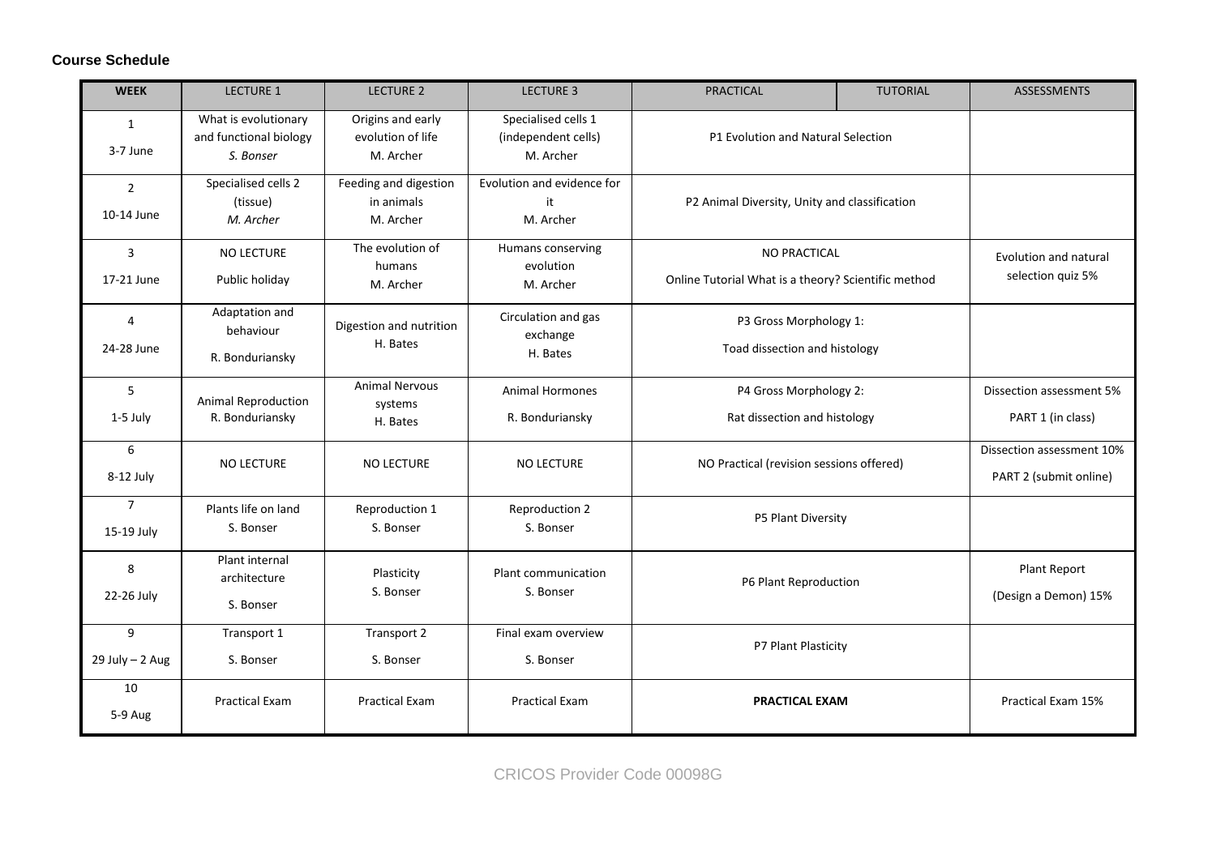**Course Schedule**

| WEEK | LECTURE 1 | LECTURE 2 | LECTURE 3 | PRACTICAL | TUTORIAL | ASSESSMENTS |
|---|---|---|---|---|---|---|
| 1<br>3-7 June | What is evolutionary and functional biology<br>*S. Bonser* | Origins and early evolution of life<br>M. Archer | Specialised cells 1 (independent cells)<br>M. Archer | P1 Evolution and Natural Selection | | |
| 2<br>10-14 June | Specialised cells 2 (tissue)<br>*M. Archer* | Feeding and digestion in animals<br>M. Archer | Evolution and evidence for it<br>M. Archer | P2 Animal Diversity, Unity and classification | | |
| 3<br>17-21 June | NO LECTURE<br>Public holiday | The evolution of humans<br>M. Archer | Humans conserving evolution<br>M. Archer | NO PRACTICAL<br>Online Tutorial What is a theory? Scientific method | | Evolution and natural selection quiz 5% |
| 4<br>24-28 June | Adaptation and behaviour<br>R. Bonduriansky | Digestion and nutrition<br>H. Bates | Circulation and gas exchange<br>H. Bates | P3 Gross Morphology 1:<br>Toad dissection and histology | | |
| 5<br>1-5 July | Animal Reproduction<br>R. Bonduriansky | Animal Nervous systems<br>H. Bates | Animal Hormones<br>R. Bonduriansky | P4 Gross Morphology 2:<br>Rat dissection and histology | | Dissection assessment 5%<br>PART 1 (in class) |
| 6<br>8-12 July | NO LECTURE | NO LECTURE | NO LECTURE | NO Practical (revision sessions offered) | | Dissection assessment 10%<br>PART 2 (submit online) |
| 7<br>15-19 July | Plants life on land<br>S. Bonser | Reproduction 1<br>S. Bonser | Reproduction 2<br>S. Bonser | P5 Plant Diversity | | |
| 8<br>22-26 July | Plant internal architecture<br>S. Bonser | Plasticity<br>S. Bonser | Plant communication<br>S. Bonser | P6 Plant Reproduction | | Plant Report<br>(Design a Demon) 15% |
| 9<br>29 July – 2 Aug | Transport 1<br>S. Bonser | Transport 2<br>S. Bonser | Final exam overview<br>S. Bonser | P7 Plant Plasticity | | |
| 10<br>5-9 Aug | Practical Exam | Practical Exam | Practical Exam | **PRACTICAL EXAM** | | Practical Exam 15% |

CRICOS Provider Code 00098G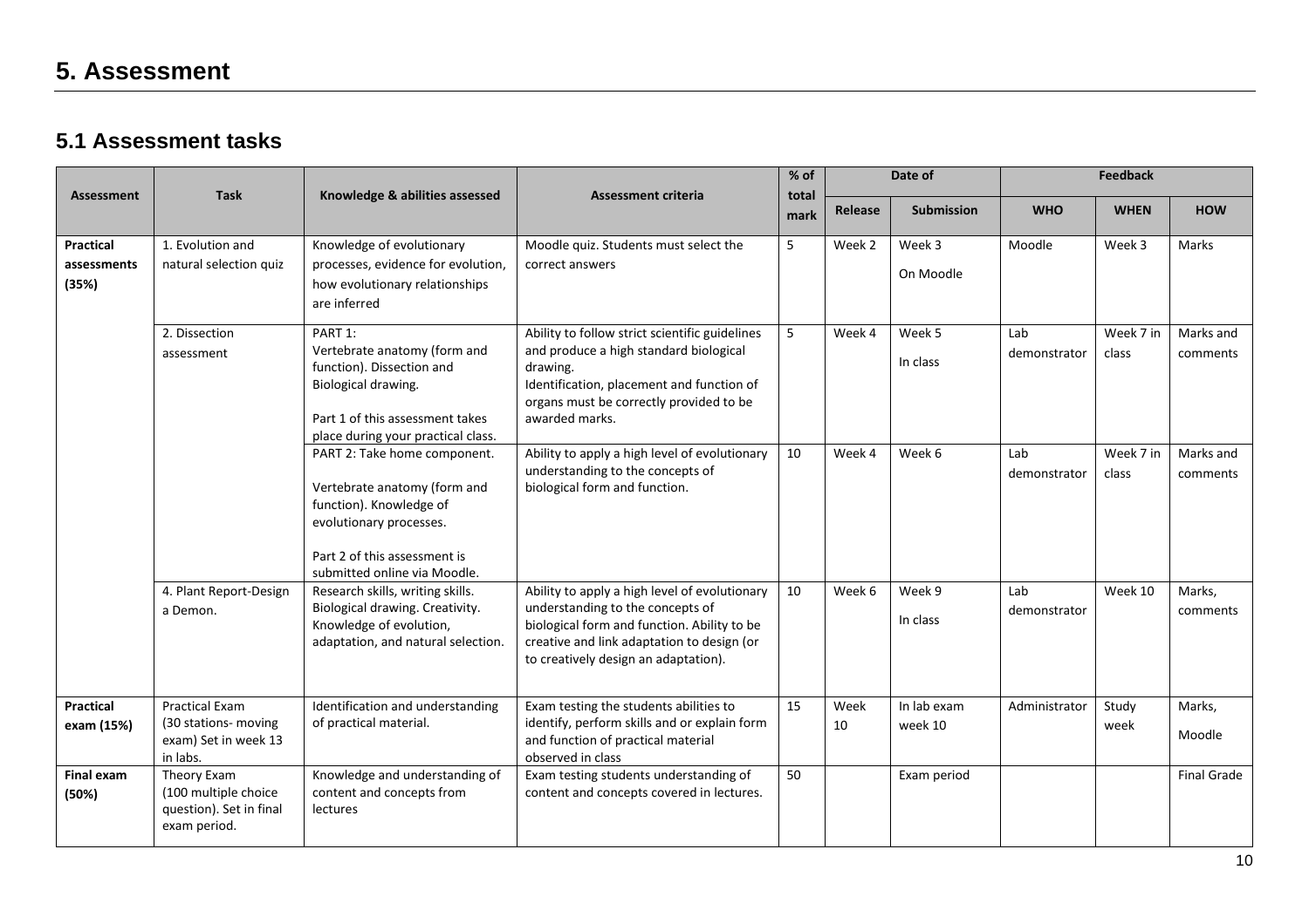# 5. Assessment

## 5.1 Assessment tasks

| Assessment | Task | Knowledge & abilities assessed | Assessment criteria | % of total mark | Date of | | Feedback | | |
|---|---|---|---|---|---|---|---|---|---|
| | | | | | Release | Submission | WHO | WHEN | HOW |
| **Practical assessments (35%)** | 1. Evolution and natural selection quiz | Knowledge of evolutionary processes, evidence for evolution, how evolutionary relationships are inferred | Moodle quiz. Students must select the correct answers | 5 | Week 2 | Week 3 On Moodle | Moodle | Week 3 | Marks |
| | 2. Dissection assessment | PART 1: Vertebrate anatomy (form and function). Dissection and Biological drawing. Part 1 of this assessment takes place during your practical class. | Ability to follow strict scientific guidelines and produce a high standard biological drawing. Identification, placement and function of organs must be correctly provided to be awarded marks. | 5 | Week 4 | Week 5 In class | Lab demonstrator | Week 7 in class | Marks and comments |
| | | PART 2: Take home component. Vertebrate anatomy (form and function). Knowledge of evolutionary processes. Part 2 of this assessment is submitted online via Moodle. | Ability to apply a high level of evolutionary understanding to the concepts of biological form and function. | 10 | Week 4 | Week 6 | Lab demonstrator | Week 7 in class | Marks and comments |
| | 4. Plant Report-Design a Demon. | Research skills, writing skills. Biological drawing. Creativity. Knowledge of evolution, adaptation, and natural selection. | Ability to apply a high level of evolutionary understanding to the concepts of biological form and function. Ability to be creative and link adaptation to design (or to creatively design an adaptation). | 10 | Week 6 | Week 9 In class | Lab demonstrator | Week 10 | Marks, comments |
| **Practical exam (15%)** | Practical Exam (30 stations- moving exam) Set in week 13 in labs. | Identification and understanding of practical material. | Exam testing the students abilities to identify, perform skills and or explain form and function of practical material observed in class | 15 | Week 10 | In lab exam week 10 | Administrator | Study week | Marks, Moodle |
| **Final exam (50%)** | Theory Exam (100 multiple choice question). Set in final exam period. | Knowledge and understanding of content and concepts from lectures | Exam testing students understanding of content and concepts covered in lectures. | 50 | | Exam period | | | Final Grade |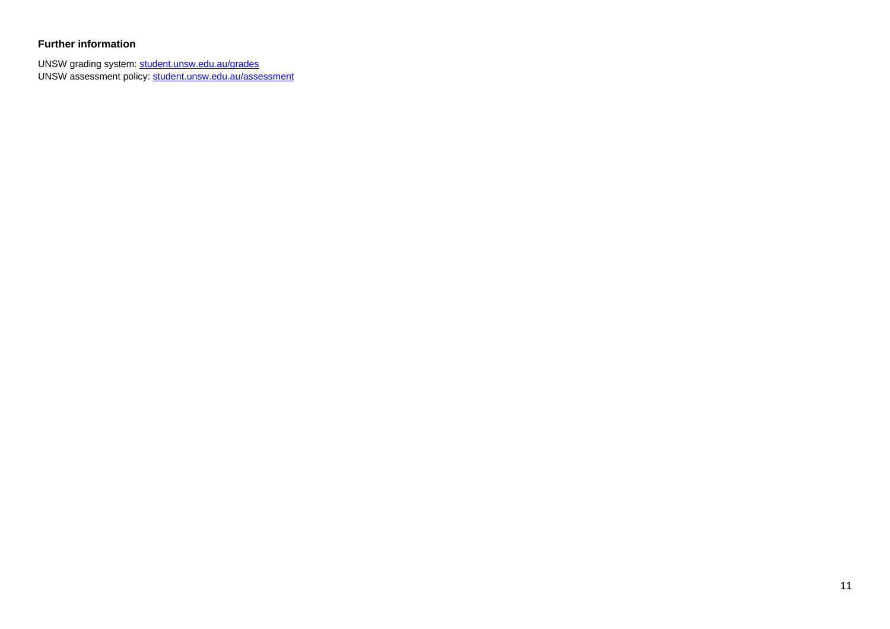### Further information

UNSW grading system: [student.unsw.edu.au/grades](student.unsw.edu.au/grades)
UNSW assessment policy: [student.unsw.edu.au/assessment](student.unsw.edu.au/assessment)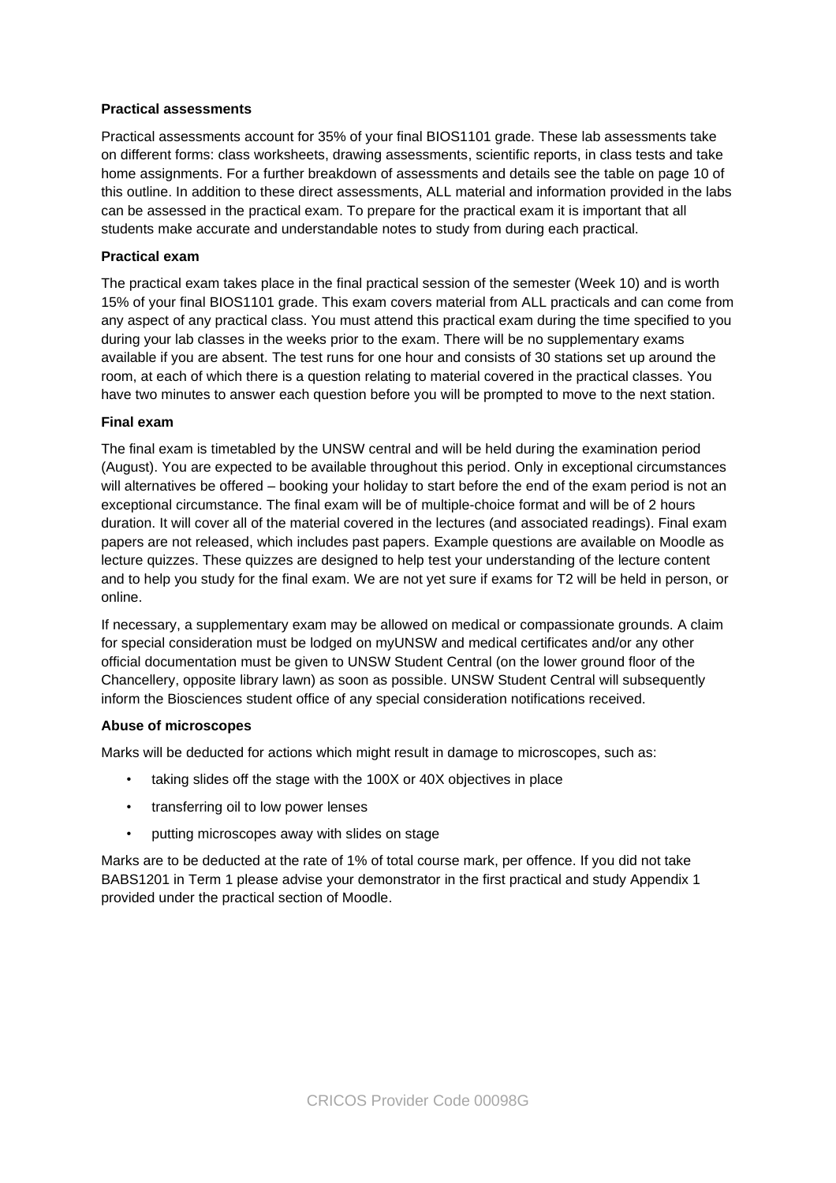**Practical assessments**

Practical assessments account for 35% of your final BIOS1101 grade. These lab assessments take on different forms: class worksheets, drawing assessments, scientific reports, in class tests and take home assignments. For a further breakdown of assessments and details see the table on page 10 of this outline. In addition to these direct assessments, ALL material and information provided in the labs can be assessed in the practical exam. To prepare for the practical exam it is important that all students make accurate and understandable notes to study from during each practical.

**Practical exam**

The practical exam takes place in the final practical session of the semester (Week 10) and is worth 15% of your final BIOS1101 grade. This exam covers material from ALL practicals and can come from any aspect of any practical class. You must attend this practical exam during the time specified to you during your lab classes in the weeks prior to the exam. There will be no supplementary exams available if you are absent. The test runs for one hour and consists of 30 stations set up around the room, at each of which there is a question relating to material covered in the practical classes. You have two minutes to answer each question before you will be prompted to move to the next station.

**Final exam**

The final exam is timetabled by the UNSW central and will be held during the examination period (August). You are expected to be available throughout this period. Only in exceptional circumstances will alternatives be offered – booking your holiday to start before the end of the exam period is not an exceptional circumstance. The final exam will be of multiple-choice format and will be of 2 hours duration. It will cover all of the material covered in the lectures (and associated readings). Final exam papers are not released, which includes past papers. Example questions are available on Moodle as lecture quizzes. These quizzes are designed to help test your understanding of the lecture content and to help you study for the final exam. We are not yet sure if exams for T2 will be held in person, or online.

If necessary, a supplementary exam may be allowed on medical or compassionate grounds. A claim for special consideration must be lodged on myUNSW and medical certificates and/or any other official documentation must be given to UNSW Student Central (on the lower ground floor of the Chancellery, opposite library lawn) as soon as possible. UNSW Student Central will subsequently inform the Biosciences student office of any special consideration notifications received.

**Abuse of microscopes**

Marks will be deducted for actions which might result in damage to microscopes, such as:

- taking slides off the stage with the 100X or 40X objectives in place
- transferring oil to low power lenses
- putting microscopes away with slides on stage

Marks are to be deducted at the rate of 1% of total course mark, per offence. If you did not take BABS1201 in Term 1 please advise your demonstrator in the first practical and study Appendix 1 provided under the practical section of Moodle.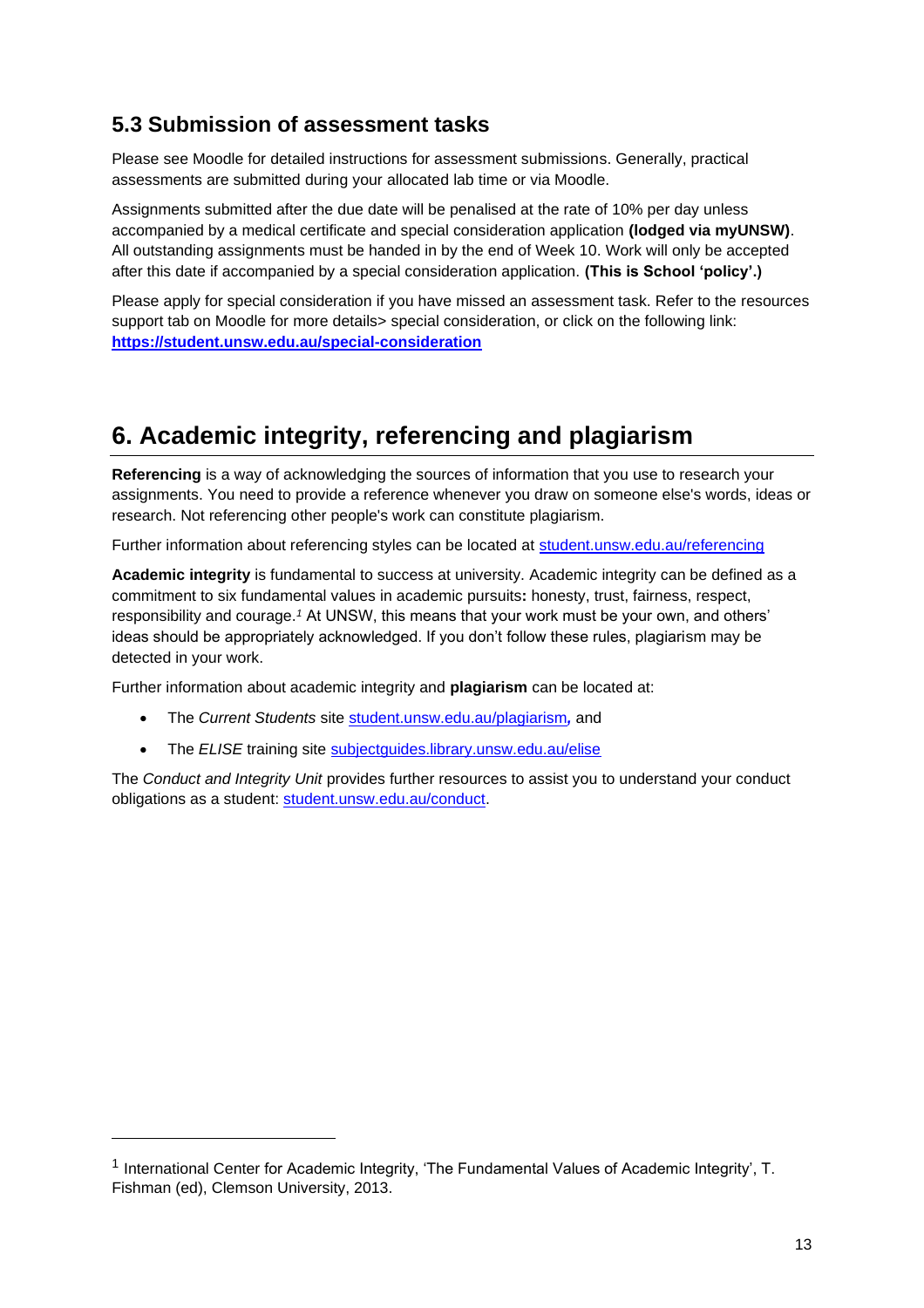### 5.3 Submission of assessment tasks

Please see Moodle for detailed instructions for assessment submissions. Generally, practical assessments are submitted during your allocated lab time or via Moodle.

Assignments submitted after the due date will be penalised at the rate of 10% per day unless accompanied by a medical certificate and special consideration application **(lodged via myUNSW)**. All outstanding assignments must be handed in by the end of Week 10. Work will only be accepted after this date if accompanied by a special consideration application. **(This is School 'policy'.)**

Please apply for special consideration if you have missed an assessment task. Refer to the resources support tab on Moodle for more details> special consideration, or click on the following link: **https://student.unsw.edu.au/special-consideration**

## 6. Academic integrity, referencing and plagiarism

**Referencing** is a way of acknowledging the sources of information that you use to research your assignments. You need to provide a reference whenever you draw on someone else's words, ideas or research. Not referencing other people's work can constitute plagiarism.

Further information about referencing styles can be located at student.unsw.edu.au/referencing

**Academic integrity** is fundamental to success at university. Academic integrity can be defined as a commitment to six fundamental values in academic pursuits**:** honesty, trust, fairness, respect, responsibility and courage.[1] At UNSW, this means that your work must be your own, and others' ideas should be appropriately acknowledged. If you don't follow these rules, plagiarism may be detected in your work.

Further information about academic integrity and **plagiarism** can be located at:

- The *Current Students* site student.unsw.edu.au/plagiarism*,* and
- The *ELISE* training site subjectguides.library.unsw.edu.au/elise

The *Conduct and Integrity Unit* provides further resources to assist you to understand your conduct obligations as a student: student.unsw.edu.au/conduct.

---

[1] International Center for Academic Integrity, 'The Fundamental Values of Academic Integrity', T. Fishman (ed), Clemson University, 2013.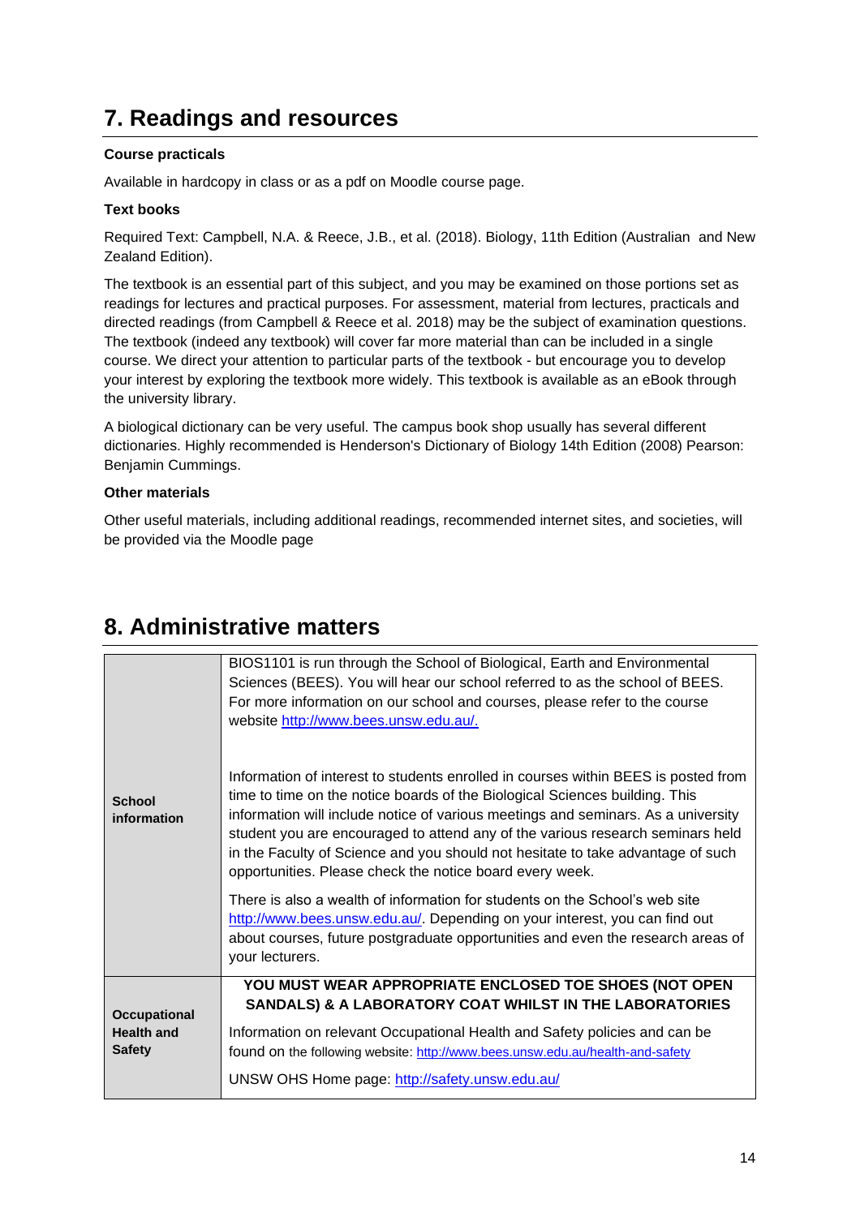## 7. Readings and resources

**Course practicals**

Available in hardcopy in class or as a pdf on Moodle course page.

**Text books**

Required Text: Campbell, N.A. & Reece, J.B., et al. (2018). Biology, 11th Edition (Australian and New Zealand Edition).

The textbook is an essential part of this subject, and you may be examined on those portions set as readings for lectures and practical purposes. For assessment, material from lectures, practicals and directed readings (from Campbell & Reece et al. 2018) may be the subject of examination questions. The textbook (indeed any textbook) will cover far more material than can be included in a single course. We direct your attention to particular parts of the textbook - but encourage you to develop your interest by exploring the textbook more widely. This textbook is available as an eBook through the university library.

A biological dictionary can be very useful. The campus book shop usually has several different dictionaries. Highly recommended is Henderson's Dictionary of Biology 14th Edition (2008) Pearson: Benjamin Cummings.

**Other materials**

Other useful materials, including additional readings, recommended internet sites, and societies, will be provided via the Moodle page

## 8. Administrative matters

| | |
|---|---|
| **School information** | BIOS1101 is run through the School of Biological, Earth and Environmental Sciences (BEES). You will hear our school referred to as the school of BEES. For more information on our school and courses, please refer to the course website http://www.bees.unsw.edu.au/.<br><br>Information of interest to students enrolled in courses within BEES is posted from time to time on the notice boards of the Biological Sciences building. This information will include notice of various meetings and seminars. As a university student you are encouraged to attend any of the various research seminars held in the Faculty of Science and you should not hesitate to take advantage of such opportunities. Please check the notice board every week.<br><br>There is also a wealth of information for students on the School's web site http://www.bees.unsw.edu.au/. Depending on your interest, you can find out about courses, future postgraduate opportunities and even the research areas of your lecturers. |
| **Occupational Health and Safety** | **YOU MUST WEAR APPROPRIATE ENCLOSED TOE SHOES (NOT OPEN SANDALS) & A LABORATORY COAT WHILST IN THE LABORATORIES**<br><br>Information on relevant Occupational Health and Safety policies and can be found on the following website: http://www.bees.unsw.edu.au/health-and-safety<br><br>UNSW OHS Home page: http://safety.unsw.edu.au/ |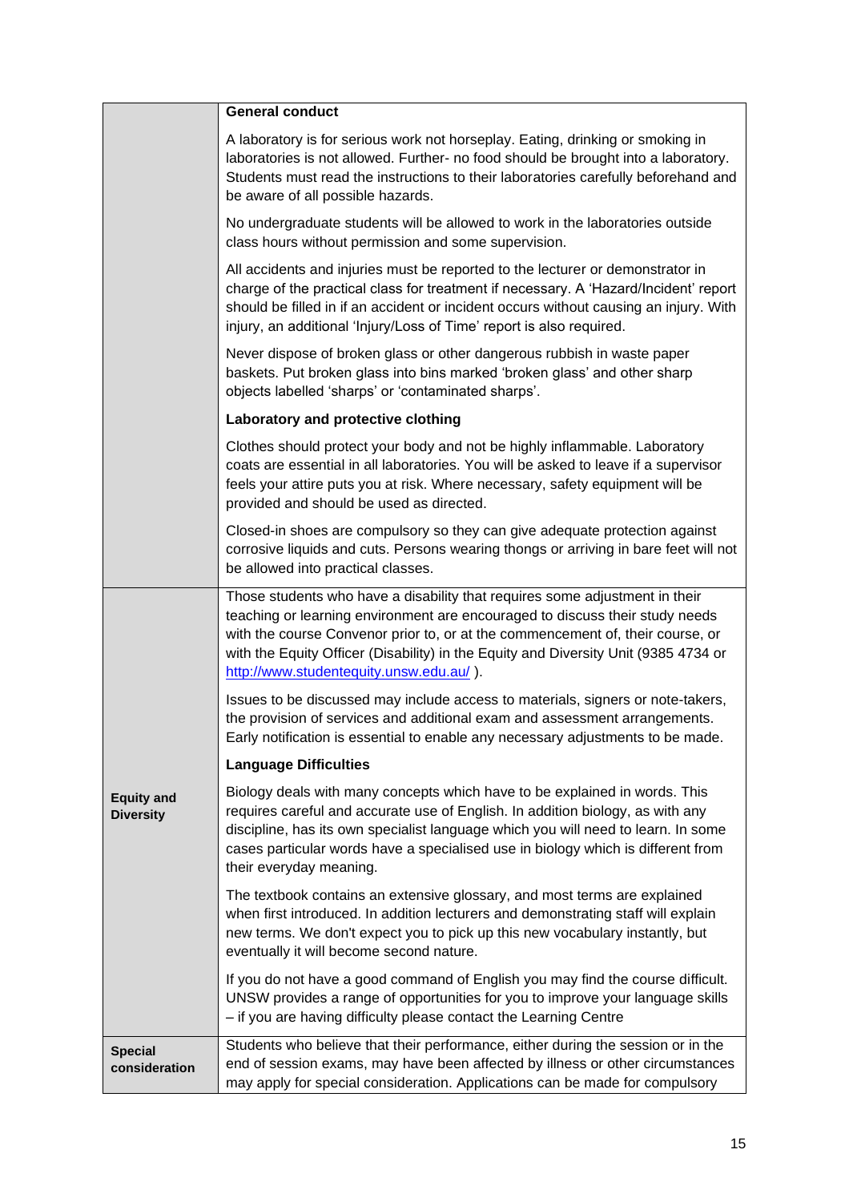| | |
|---|---|
| | **General conduct**<br><br>A laboratory is for serious work not horseplay. Eating, drinking or smoking in laboratories is not allowed. Further- no food should be brought into a laboratory. Students must read the instructions to their laboratories carefully beforehand and be aware of all possible hazards.<br><br>No undergraduate students will be allowed to work in the laboratories outside class hours without permission and some supervision.<br><br>All accidents and injuries must be reported to the lecturer or demonstrator in charge of the practical class for treatment if necessary. A 'Hazard/Incident' report should be filled in if an accident or incident occurs without causing an injury. With injury, an additional 'Injury/Loss of Time' report is also required.<br><br>Never dispose of broken glass or other dangerous rubbish in waste paper baskets. Put broken glass into bins marked 'broken glass' and other sharp objects labelled 'sharps' or 'contaminated sharps'.<br><br>**Laboratory and protective clothing**<br><br>Clothes should protect your body and not be highly inflammable. Laboratory coats are essential in all laboratories. You will be asked to leave if a supervisor feels your attire puts you at risk. Where necessary, safety equipment will be provided and should be used as directed.<br><br>Closed-in shoes are compulsory so they can give adequate protection against corrosive liquids and cuts. Persons wearing thongs or arriving in bare feet will not be allowed into practical classes. |
| **Equity and Diversity** | Those students who have a disability that requires some adjustment in their teaching or learning environment are encouraged to discuss their study needs with the course Convenor prior to, or at the commencement of, their course, or with the Equity Officer (Disability) in the Equity and Diversity Unit (9385 4734 or http://www.studentequity.unsw.edu.au/ ).<br><br>Issues to be discussed may include access to materials, signers or note-takers, the provision of services and additional exam and assessment arrangements. Early notification is essential to enable any necessary adjustments to be made.<br><br>**Language Difficulties**<br><br>Biology deals with many concepts which have to be explained in words. This requires careful and accurate use of English. In addition biology, as with any discipline, has its own specialist language which you will need to learn. In some cases particular words have a specialised use in biology which is different from their everyday meaning.<br><br>The textbook contains an extensive glossary, and most terms are explained when first introduced. In addition lecturers and demonstrating staff will explain new terms. We don't expect you to pick up this new vocabulary instantly, but eventually it will become second nature.<br><br>If you do not have a good command of English you may find the course difficult. UNSW provides a range of opportunities for you to improve your language skills – if you are having difficulty please contact the Learning Centre |
| **Special consideration** | Students who believe that their performance, either during the session or in the end of session exams, may have been affected by illness or other circumstances may apply for special consideration. Applications can be made for compulsory |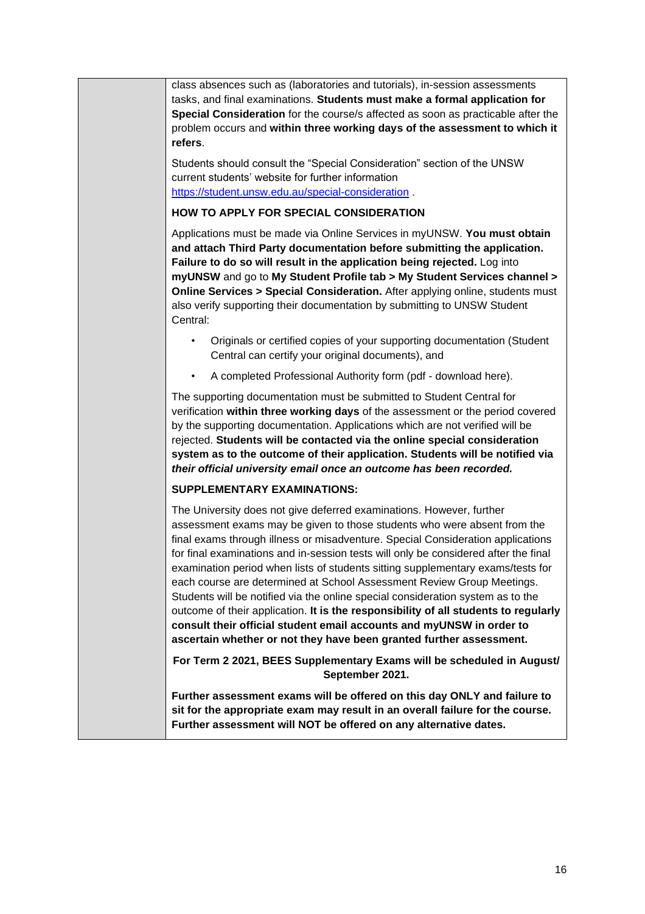class absences such as (laboratories and tutorials), in-session assessments tasks, and final examinations. **Students must make a formal application for Special Consideration** for the course/s affected as soon as practicable after the problem occurs and **within three working days of the assessment to which it refers**.

Students should consult the "Special Consideration" section of the UNSW current students' website for further information https://student.unsw.edu.au/special-consideration .

**HOW TO APPLY FOR SPECIAL CONSIDERATION**

Applications must be made via Online Services in myUNSW. **You must obtain and attach Third Party documentation before submitting the application. Failure to do so will result in the application being rejected.** Log into **myUNSW** and go to **My Student Profile tab > My Student Services channel > Online Services > Special Consideration.** After applying online, students must also verify supporting their documentation by submitting to UNSW Student Central:

- Originals or certified copies of your supporting documentation (Student Central can certify your original documents), and
- A completed Professional Authority form (pdf - download here).

The supporting documentation must be submitted to Student Central for verification **within three working days** of the assessment or the period covered by the supporting documentation. Applications which are not verified will be rejected. **Students will be contacted via the online special consideration system as to the outcome of their application. Students will be notified via *their official university email once an outcome has been recorded.***

**SUPPLEMENTARY EXAMINATIONS:**

The University does not give deferred examinations. However, further assessment exams may be given to those students who were absent from the final exams through illness or misadventure. Special Consideration applications for final examinations and in-session tests will only be considered after the final examination period when lists of students sitting supplementary exams/tests for each course are determined at School Assessment Review Group Meetings. Students will be notified via the online special consideration system as to the outcome of their application. **It is the responsibility of all students to regularly consult their official student email accounts and myUNSW in order to ascertain whether or not they have been granted further assessment.**

**For Term 2 2021, BEES Supplementary Exams will be scheduled in August/ September 2021.**

**Further assessment exams will be offered on this day ONLY and failure to sit for the appropriate exam may result in an overall failure for the course. Further assessment will NOT be offered on any alternative dates.**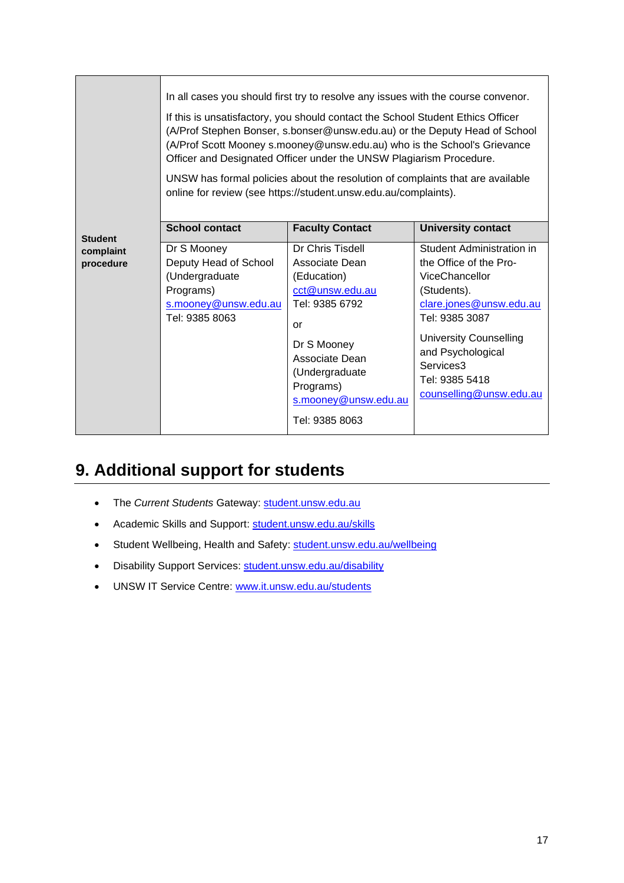| | | | |
|---|---|---|---|
| Student complaint procedure | In all cases you should first try to resolve any issues with the course convenor.<br><br>If this is unsatisfactory, you should contact the School Student Ethics Officer (A/Prof Stephen Bonser, s.bonser@unsw.edu.au) or the Deputy Head of School (A/Prof Scott Mooney s.mooney@unsw.edu.au) who is the School's Grievance Officer and Designated Officer under the UNSW Plagiarism Procedure.<br><br>UNSW has formal policies about the resolution of complaints that are available online for review (see https://student.unsw.edu.au/complaints). | | |
| | **School contact** | **Faculty Contact** | **University contact** |
| | Dr S Mooney<br>Deputy Head of School (Undergraduate Programs)<br>s.mooney@unsw.edu.au<br>Tel: 9385 8063 | Dr Chris Tisdell<br>Associate Dean (Education)<br>cct@unsw.edu.au<br>Tel: 9385 6792<br><br>or<br><br>Dr S Mooney<br>Associate Dean (Undergraduate Programs)<br>s.mooney@unsw.edu.au<br><br>Tel: 9385 8063 | Student Administration in the Office of the Pro-ViceChancellor (Students).<br>clare.jones@unsw.edu.au<br>Tel: 9385 3087<br><br>University Counselling and Psychological Services3<br>Tel: 9385 5418<br>counselling@unsw.edu.au |

## 9. Additional support for students

- The *Current Students* Gateway: student.unsw.edu.au
- Academic Skills and Support: student.unsw.edu.au/skills
- Student Wellbeing, Health and Safety: student.unsw.edu.au/wellbeing
- Disability Support Services: student.unsw.edu.au/disability
- UNSW IT Service Centre: www.it.unsw.edu.au/students